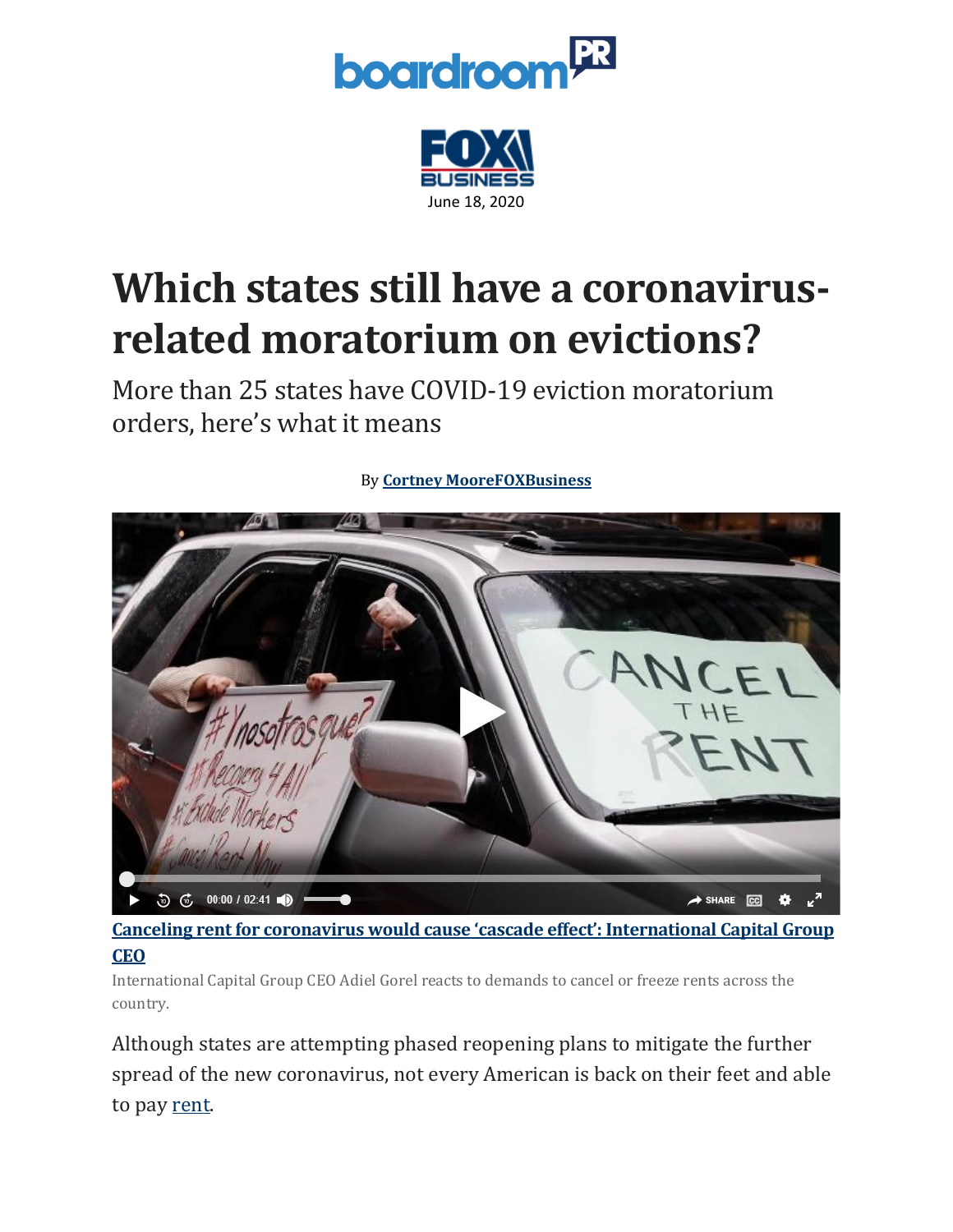June 18, 2020

# Which states still have a coronavirus-related moratorium on evictions?

## More than 25 states have COVID-19 eviction moratorium orders, here's what it means

By **Cortney MooreFOXBusiness**

**Canceling rent for coronavirus would cause 'cascade effect': International Capital Group CEO**

International Capital Group CEO Adiel Gorel reacts to demands to cancel or freeze rents across the country.

Although states are attempting phased reopening plans to mitigate the further spread of the new coronavirus, not every American is back on their feet and able to pay rent.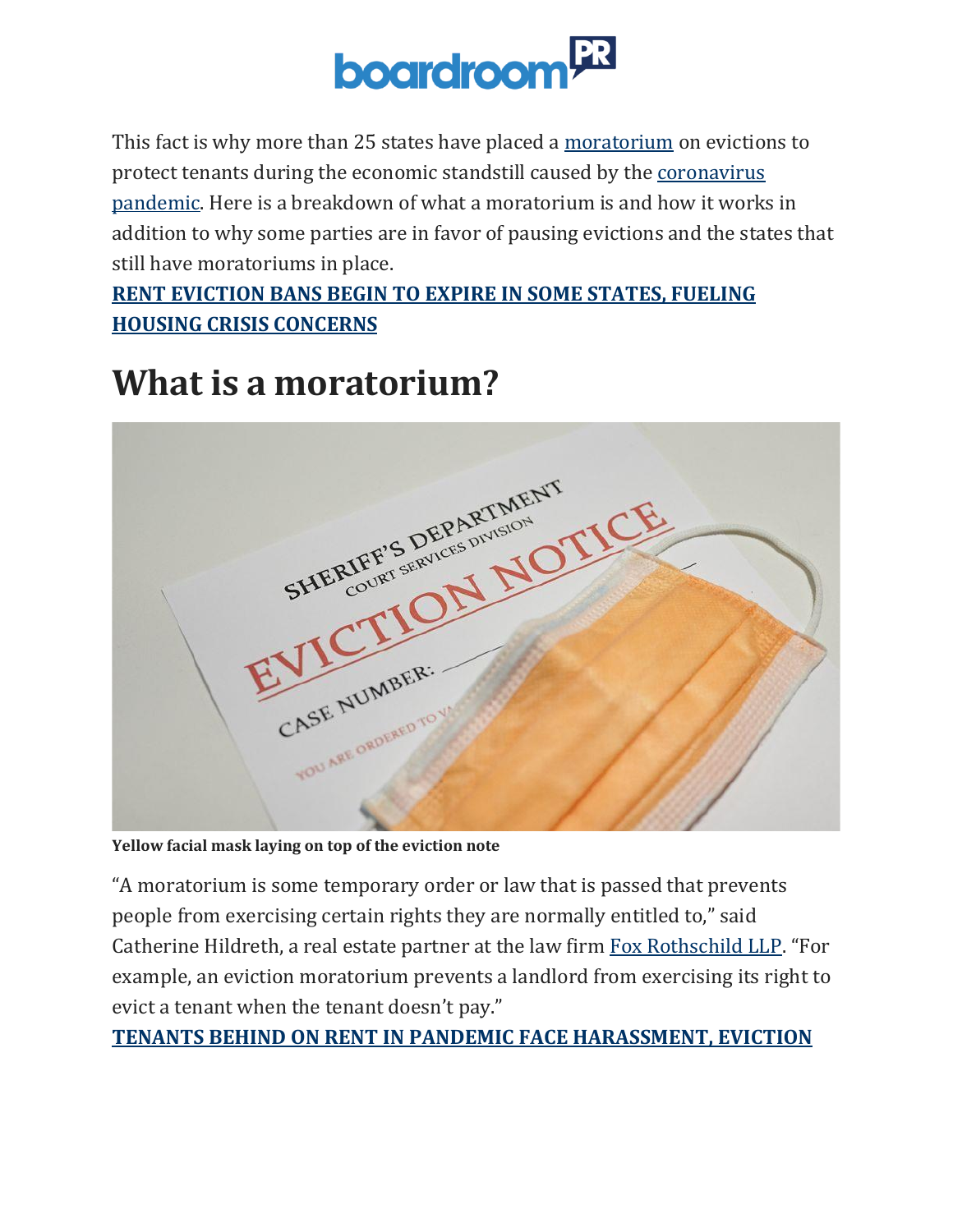This fact is why more than 25 states have placed a moratorium on evictions to protect tenants during the economic standstill caused by the coronavirus pandemic. Here is a breakdown of what a moratorium is and how it works in addition to why some parties are in favor of pausing evictions and the states that still have moratoriums in place.

**RENT EVICTION BANS BEGIN TO EXPIRE IN SOME STATES, FUELING HOUSING CRISIS CONCERNS**

# What is a moratorium?

**Yellow facial mask laying on top of the eviction note**

"A moratorium is some temporary order or law that is passed that prevents people from exercising certain rights they are normally entitled to," said Catherine Hildreth, a real estate partner at the law firm Fox Rothschild LLP. "For example, an eviction moratorium prevents a landlord from exercising its right to evict a tenant when the tenant doesn't pay."

**TENANTS BEHIND ON RENT IN PANDEMIC FACE HARASSMENT, EVICTION**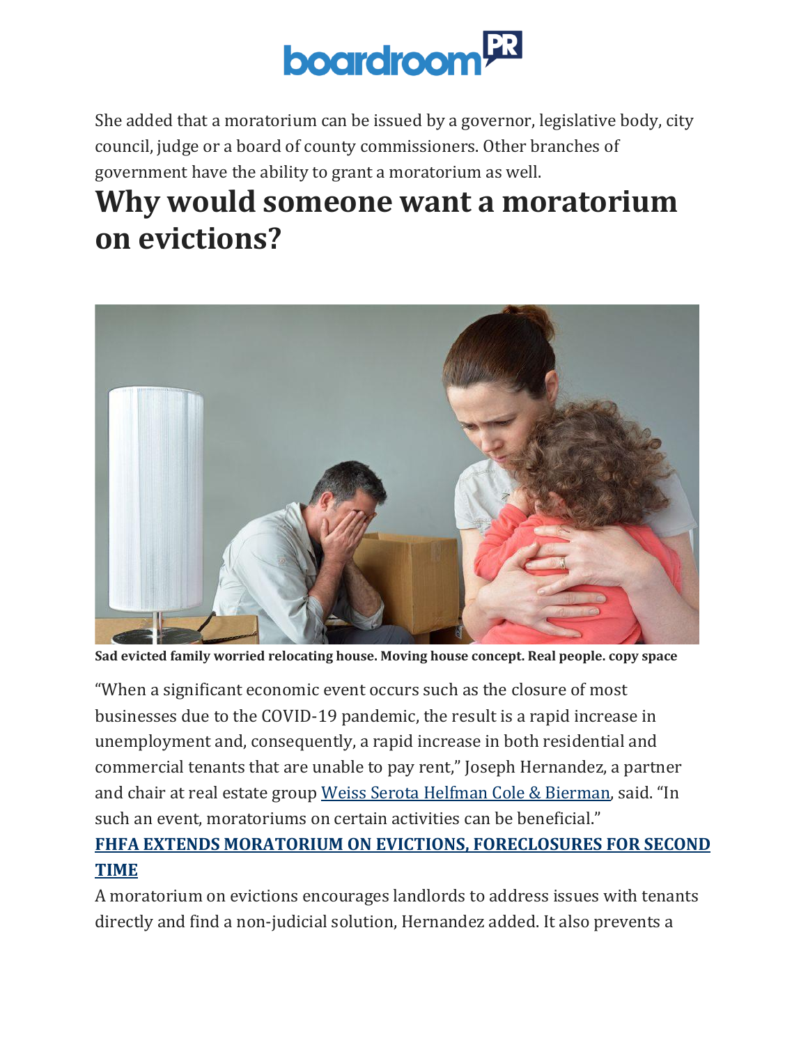She added that a moratorium can be issued by a governor, legislative body, city council, judge or a board of county commissioners. Other branches of government have the ability to grant a moratorium as well.

# Why would someone want a moratorium on evictions?

**Sad evicted family worried relocating house. Moving house concept. Real people. copy space**

"When a significant economic event occurs such as the closure of most businesses due to the COVID-19 pandemic, the result is a rapid increase in unemployment and, consequently, a rapid increase in both residential and commercial tenants that are unable to pay rent," Joseph Hernandez, a partner and chair at real estate group [Weiss Serota Helfman Cole & Bierman](), said. "In such an event, moratoriums on certain activities can be beneficial."

**[FHFA EXTENDS MORATORIUM ON EVICTIONS, FORECLOSURES FOR SECOND TIME]()**

A moratorium on evictions encourages landlords to address issues with tenants directly and find a non-judicial solution, Hernandez added. It also prevents a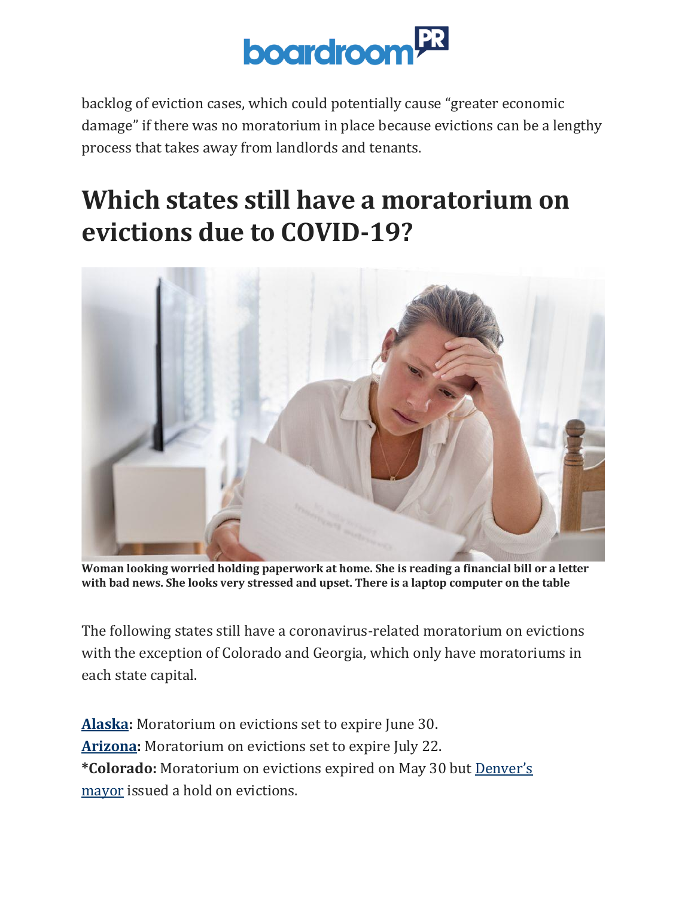backlog of eviction cases, which could potentially cause "greater economic damage" if there was no moratorium in place because evictions can be a lengthy process that takes away from landlords and tenants.

## Which states still have a moratorium on evictions due to COVID-19?

**Woman looking worried holding paperwork at home. She is reading a financial bill or a letter with bad news. She looks very stressed and upset. There is a laptop computer on the table**

The following states still have a coronavirus-related moratorium on evictions with the exception of Colorado and Georgia, which only have moratoriums in each state capital.

**Alaska:** Moratorium on evictions set to expire June 30.
**Arizona:** Moratorium on evictions set to expire July 22.
***Colorado:** Moratorium on evictions expired on May 30 but Denver's mayor issued a hold on evictions.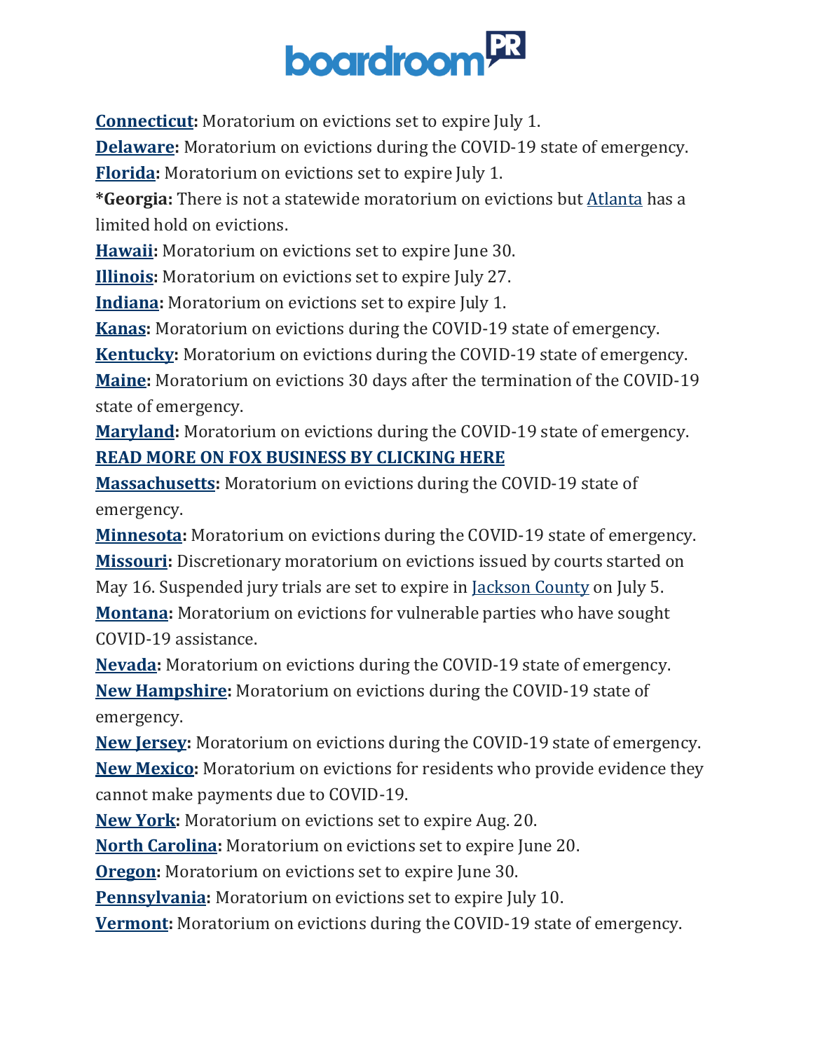**Connecticut:** Moratorium on evictions set to expire July 1.
**Delaware:** Moratorium on evictions during the COVID-19 state of emergency.
**Florida:** Moratorium on evictions set to expire July 1.
***Georgia:** There is not a statewide moratorium on evictions but Atlanta has a limited hold on evictions.
**Hawaii:** Moratorium on evictions set to expire June 30.
**Illinois:** Moratorium on evictions set to expire July 27.
**Indiana:** Moratorium on evictions set to expire July 1.
**Kanas:** Moratorium on evictions during the COVID-19 state of emergency.
**Kentucky:** Moratorium on evictions during the COVID-19 state of emergency.
**Maine:** Moratorium on evictions 30 days after the termination of the COVID-19 state of emergency.
**Maryland:** Moratorium on evictions during the COVID-19 state of emergency.
**READ MORE ON FOX BUSINESS BY CLICKING HERE**
**Massachusetts:** Moratorium on evictions during the COVID-19 state of emergency.
**Minnesota:** Moratorium on evictions during the COVID-19 state of emergency.
**Missouri:** Discretionary moratorium on evictions issued by courts started on May 16. Suspended jury trials are set to expire in Jackson County on July 5.
**Montana:** Moratorium on evictions for vulnerable parties who have sought COVID-19 assistance.
**Nevada:** Moratorium on evictions during the COVID-19 state of emergency.
**New Hampshire:** Moratorium on evictions during the COVID-19 state of emergency.
**New Jersey:** Moratorium on evictions during the COVID-19 state of emergency.
**New Mexico:** Moratorium on evictions for residents who provide evidence they cannot make payments due to COVID-19.
**New York:** Moratorium on evictions set to expire Aug. 20.
**North Carolina:** Moratorium on evictions set to expire June 20.
**Oregon:** Moratorium on evictions set to expire June 30.
**Pennsylvania:** Moratorium on evictions set to expire July 10.
**Vermont:** Moratorium on evictions during the COVID-19 state of emergency.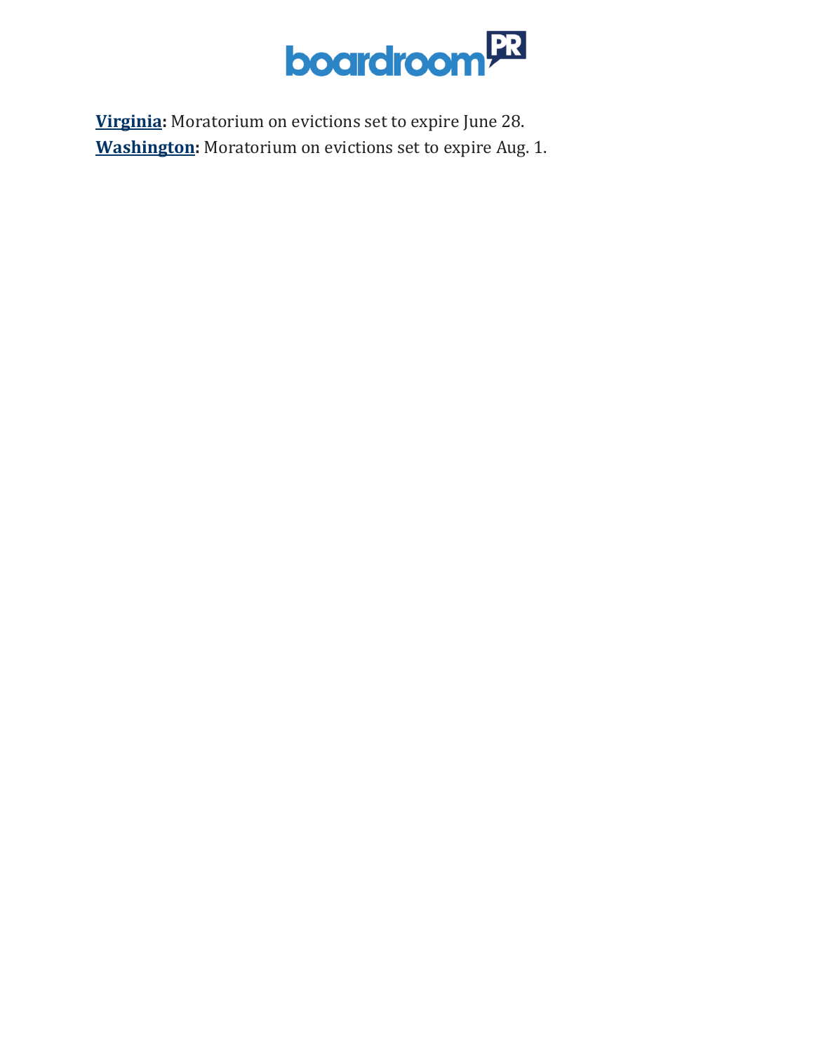**Virginia:** Moratorium on evictions set to expire June 28.
**Washington:** Moratorium on evictions set to expire Aug. 1.